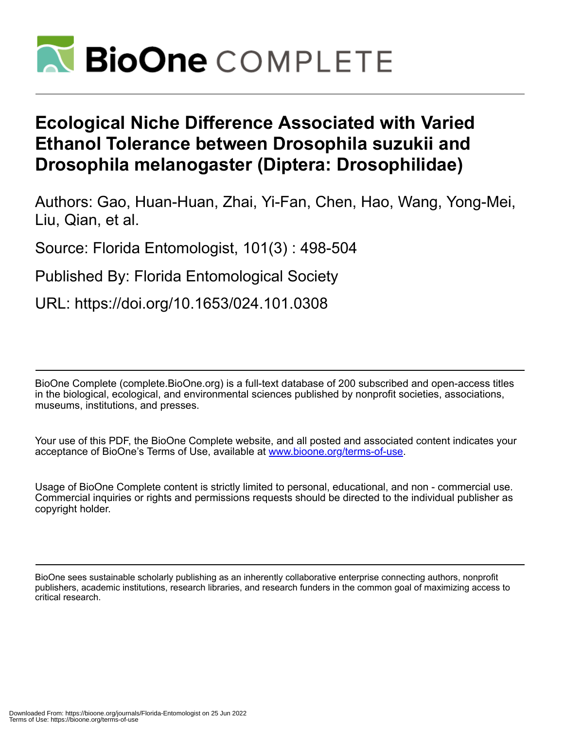BioOne COMPLETE

# Ecological Niche Difference Associated with Varied Ethanol Tolerance between Drosophila suzukii and Drosophila melanogaster (Diptera: Drosophilidae)

Authors: Gao, Huan-Huan, Zhai, Yi-Fan, Chen, Hao, Wang, Yong-Mei, Liu, Qian, et al.

Source: Florida Entomologist, 101(3) : 498-504

Published By: Florida Entomological Society

URL: https://doi.org/10.1653/024.101.0308

BioOne Complete (complete.BioOne.org) is a full-text database of 200 subscribed and open-access titles in the biological, ecological, and environmental sciences published by nonprofit societies, associations, museums, institutions, and presses.

Your use of this PDF, the BioOne Complete website, and all posted and associated content indicates your acceptance of BioOne's Terms of Use, available at www.bioone.org/terms-of-use.

Usage of BioOne Complete content is strictly limited to personal, educational, and non - commercial use. Commercial inquiries or rights and permissions requests should be directed to the individual publisher as copyright holder.

BioOne sees sustainable scholarly publishing as an inherently collaborative enterprise connecting authors, nonprofit publishers, academic institutions, research libraries, and research funders in the common goal of maximizing access to critical research.

Downloaded From: https://bioone.org/journals/Florida-Entomologist on 25 Jun 2022
Terms of Use: https://bioone.org/terms-of-use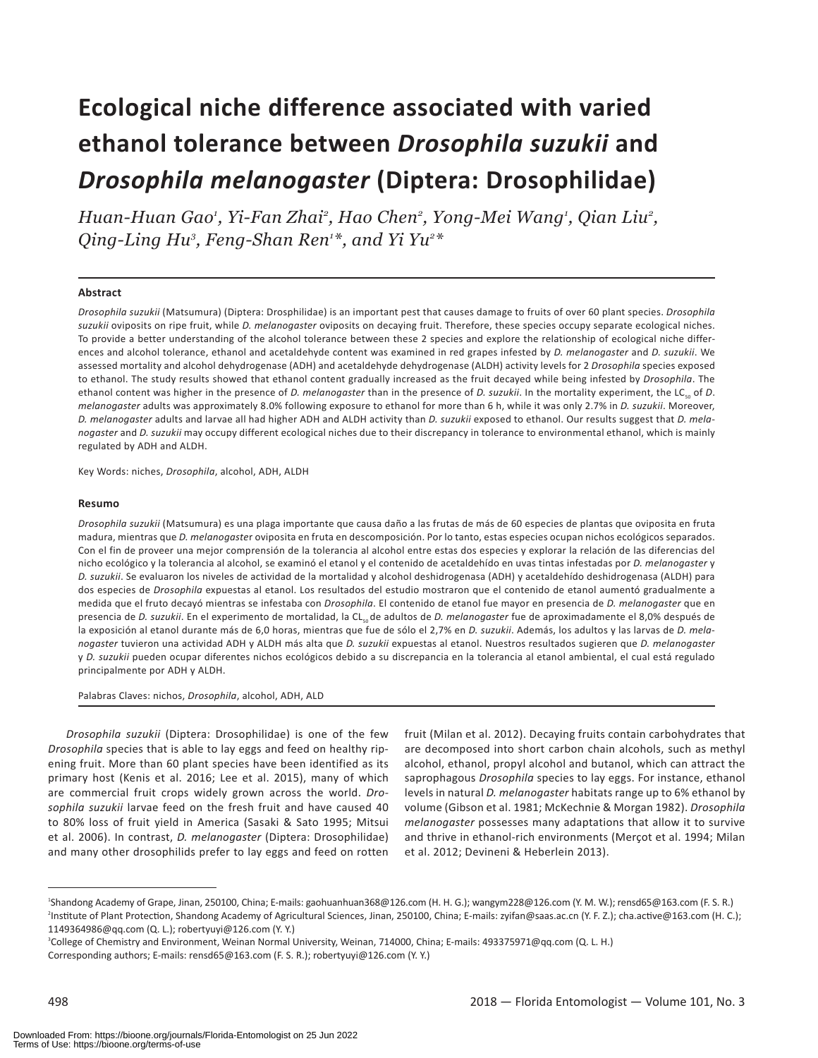# Ecological niche difference associated with varied ethanol tolerance between *Drosophila suzukii* and *Drosophila melanogaster* (Diptera: Drosophilidae)

*Huan-Huan Gao[1], Yi-Fan Zhai[2], Hao Chen[2], Yong-Mei Wang[1], Qian Liu[2], Qing-Ling Hu[3], Feng-Shan Ren[1]\*, and Yi Yu[2]\**

## Abstract

*Drosophila suzukii* (Matsumura) (Diptera: Drosphilidae) is an important pest that causes damage to fruits of over 60 plant species. *Drosophila suzukii* oviposits on ripe fruit, while *D. melanogaster* oviposits on decaying fruit. Therefore, these species occupy separate ecological niches. To provide a better understanding of the alcohol tolerance between these 2 species and explore the relationship of ecological niche differences and alcohol tolerance, ethanol and acetaldehyde content was examined in red grapes infested by *D. melanogaster* and *D. suzukii*. We assessed mortality and alcohol dehydrogenase (ADH) and acetaldehyde dehydrogenase (ALDH) activity levels for 2 *Drosophila* species exposed to ethanol. The study results showed that ethanol content gradually increased as the fruit decayed while being infested by *Drosophila*. The ethanol content was higher in the presence of *D. melanogaster* than in the presence of *D. suzukii*. In the mortality experiment, the $LC_{50}$ of *D. melanogaster* adults was approximately 8.0% following exposure to ethanol for more than 6 h, while it was only 2.7% in *D. suzukii*. Moreover, *D. melanogaster* adults and larvae all had higher ADH and ALDH activity than *D. suzukii* exposed to ethanol. Our results suggest that *D. melanogaster* and *D. suzukii* may occupy different ecological niches due to their discrepancy in tolerance to environmental ethanol, which is mainly regulated by ADH and ALDH.

Key Words: niches, *Drosophila*, alcohol, ADH, ALDH

## Resumo

*Drosophila suzukii* (Matsumura) es una plaga importante que causa daño a las frutas de más de 60 especies de plantas que oviposita en fruta madura, mientras que *D. melanogaster* oviposita en fruta en descomposición. Por lo tanto, estas especies ocupan nichos ecológicos separados. Con el fin de proveer una mejor comprensión de la tolerancia al alcohol entre estas dos especies y explorar la relación de las diferencias del nicho ecológico y la tolerancia al alcohol, se examinó el etanol y el contenido de acetaldehído en uvas tintas infestadas por *D. melanogaster* y *D. suzukii*. Se evaluaron los niveles de actividad de la mortalidad y alcohol deshidrogenasa (ADH) y acetaldehído deshidrogenasa (ALDH) para dos especies de *Drosophila* expuestas al etanol. Los resultados del estudio mostraron que el contenido de etanol aumentó gradualmente a medida que el fruto decayó mientras se infestaba con *Drosophila*. El contenido de etanol fue mayor en presencia de *D. melanogaster* que en presencia de *D. suzukii*. En el experimento de mortalidad, la $CL_{50}$ de adultos de *D. melanogaster* fue de aproximadamente el 8,0% después de la exposición al etanol durante más de 6,0 horas, mientras que fue de sólo el 2,7% en *D. suzukii*. Además, los adultos y las larvas de *D. melanogaster* tuvieron una actividad ADH y ALDH más alta que *D. suzukii* expuestas al etanol. Nuestros resultados sugieren que *D. melanogaster* y *D. suzukii* pueden ocupar diferentes nichos ecológicos debido a su discrepancia en la tolerancia al etanol ambiental, el cual está regulado principalmente por ADH y ALDH.

Palabras Claves: nichos, *Drosophila*, alcohol, ADH, ALD

*Drosophila suzukii* (Diptera: Drosophilidae) is one of the few *Drosophila* species that is able to lay eggs and feed on healthy ripening fruit. More than 60 plant species have been identified as its primary host (Kenis et al. 2016; Lee et al. 2015), many of which are commercial fruit crops widely grown across the world. *Drosophila suzukii* larvae feed on the fresh fruit and have caused 40 to 80% loss of fruit yield in America (Sasaki & Sato 1995; Mitsui et al. 2006). In contrast, *D. melanogaster* (Diptera: Drosophilidae) and many other drosophilids prefer to lay eggs and feed on rotten fruit (Milan et al. 2012). Decaying fruits contain carbohydrates that are decomposed into short carbon chain alcohols, such as methyl alcohol, ethanol, propyl alcohol and butanol, which can attract the saprophagous *Drosophila* species to lay eggs. For instance, ethanol levels in natural *D. melanogaster* habitats range up to 6% ethanol by volume (Gibson et al. 1981; McKechnie & Morgan 1982). *Drosophila melanogaster* possesses many adaptations that allow it to survive and thrive in ethanol-rich environments (Merçot et al. 1994; Milan et al. 2012; Devineni & Heberlein 2013).

[1]Shandong Academy of Grape, Jinan, 250100, China; E-mails: gaohuanhuan368@126.com (H. H. G.); wangym228@126.com (Y. M. W.); rensd65@163.com (F. S. R.)
[2]Institute of Plant Protection, Shandong Academy of Agricultural Sciences, Jinan, 250100, China; E-mails: zyifan@saas.ac.cn (Y. F. Z.); cha.active@163.com (H. C.); 1149364986@qq.com (Q. L.); robertyuyi@126.com (Y. Y.)
[3]College of Chemistry and Environment, Weinan Normal University, Weinan, 714000, China; E-mails: 493375971@qq.com (Q. L. H.)
Corresponding authors; E-mails: rensd65@163.com (F. S. R.); robertyuyi@126.com (Y. Y.)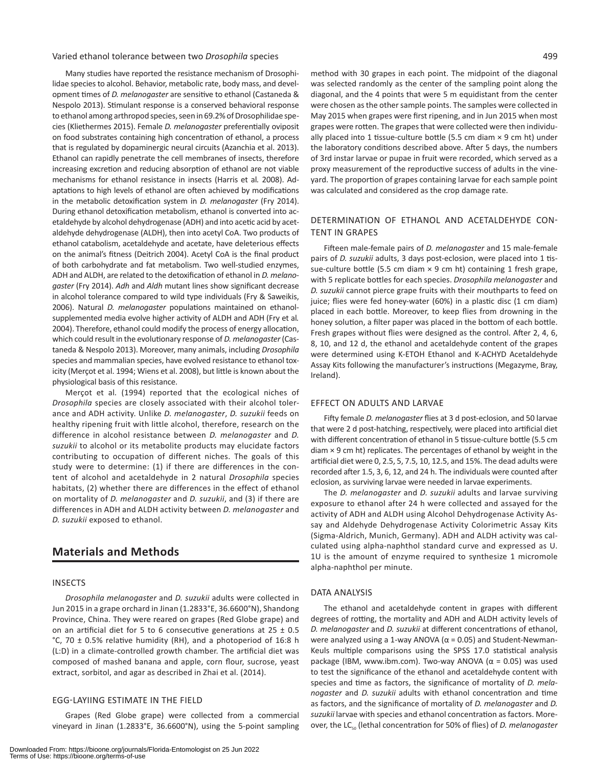Many studies have reported the resistance mechanism of Drosophilidae species to alcohol. Behavior, metabolic rate, body mass, and development times of *D. melanogaster* are sensitive to ethanol (Castaneda & Nespolo 2013). Stimulant response is a conserved behavioral response to ethanol among arthropod species, seen in 69.2% of Drosophilidae species (Kliethermes 2015). Female *D. melanogaster* preferentially oviposit on food substrates containing high concentration of ethanol, a process that is regulated by dopaminergic neural circuits (Azanchia et al. 2013). Ethanol can rapidly penetrate the cell membranes of insects, therefore increasing excretion and reducing absorption of ethanol are not viable mechanisms for ethanol resistance in insects (Harris et al*.* 2008). Adaptations to high levels of ethanol are often achieved by modifications in the metabolic detoxification system in *D. melanogaster* (Fry 2014). During ethanol detoxification metabolism, ethanol is converted into acetaldehyde by alcohol dehydrogenase (ADH) and into acetic acid by acetaldehyde dehydrogenase (ALDH), then into acetyl CoA. Two products of ethanol catabolism, acetaldehyde and acetate, have deleterious effects on the animal's fitness (Deitrich 2004). Acetyl CoA is the final product of both carbohydrate and fat metabolism. Two well-studied enzymes, ADH and ALDH, are related to the detoxification of ethanol in *D. melanogaster* (Fry 2014). *Adh* and *Aldh* mutant lines show significant decrease in alcohol tolerance compared to wild type individuals (Fry & Saweikis, 2006). Natural *D. melanogaster* populations maintained on ethanol-supplemented media evolve higher activity of ALDH and ADH (Fry et al*.* 2004). Therefore, ethanol could modify the process of energy allocation, which could result in the evolutionary response of *D. melanogaster* (Castaneda & Nespolo 2013). Moreover, many animals, including *Drosophila* species and mammalian species, have evolved resistance to ethanol toxicity (Merçot et al. 1994; Wiens et al. 2008), but little is known about the physiological basis of this resistance.

Merçot et al. (1994) reported that the ecological niches of *Drosophila* species are closely associated with their alcohol tolerance and ADH activity. Unlike *D. melanogaster*, *D. suzukii* feeds on healthy ripening fruit with little alcohol, therefore, research on the difference in alcohol resistance between *D. melanogaster* and *D. suzukii* to alcohol or its metabolite products may elucidate factors contributing to occupation of different niches. The goals of this study were to determine: (1) if there are differences in the content of alcohol and acetaldehyde in 2 natural *Drosophila* species habitats, (2) whether there are differences in the effect of ethanol on mortality of *D. melanogaster* and *D. suzukii*, and (3) if there are differences in ADH and ALDH activity between *D. melanogaster* and *D. suzukii* exposed to ethanol.

## Materials and Methods

### INSECTS

*Drosophila melanogaster* and *D. suzukii* adults were collected in Jun 2015 in a grape orchard in Jinan (1.2833°E, 36.6600°N), Shandong Province, China. They were reared on grapes (Red Globe grape) and on an artificial diet for 5 to 6 consecutive generations at 25 ± 0.5 °C, 70 ± 0.5% relative humidity (RH), and a photoperiod of 16:8 h (L:D) in a climate-controlled growth chamber. The artificial diet was composed of mashed banana and apple, corn flour, sucrose, yeast extract, sorbitol, and agar as described in Zhai et al. (2014).

### EGG-LAYIING ESTIMATE IN THE FIELD

Grapes (Red Globe grape) were collected from a commercial vineyard in Jinan (1.2833°E, 36.6600°N), using the 5-point sampling method with 30 grapes in each point. The midpoint of the diagonal was selected randomly as the center of the sampling point along the diagonal, and the 4 points that were 5 m equidistant from the center were chosen as the other sample points. The samples were collected in May 2015 when grapes were first ripening, and in Jun 2015 when most grapes were rotten. The grapes that were collected were then individually placed into 1 tissue-culture bottle (5.5 cm diam × 9 cm ht) under the laboratory conditions described above. After 5 days, the numbers of 3rd instar larvae or pupae in fruit were recorded, which served as a proxy measurement of the reproductive success of adults in the vineyard. The proportion of grapes containing larvae for each sample point was calculated and considered as the crop damage rate.

### DETERMINATION OF ETHANOL AND ACETALDEHYDE CONTENT IN GRAPES

Fifteen male-female pairs of *D. melanogaster* and 15 male-female pairs of *D. suzukii* adults, 3 days post-eclosion, were placed into 1 tissue-culture bottle (5.5 cm diam × 9 cm ht) containing 1 fresh grape, with 5 replicate bottles for each species. *Drosophila melanogaster* and *D. suzukii* cannot pierce grape fruits with their mouthparts to feed on juice; flies were fed honey-water (60%) in a plastic disc (1 cm diam) placed in each bottle. Moreover, to keep flies from drowning in the honey solution, a filter paper was placed in the bottom of each bottle. Fresh grapes without flies were designed as the control. After 2, 4, 6, 8, 10, and 12 d, the ethanol and acetaldehyde content of the grapes were determined using K-ETOH Ethanol and K-ACHYD Acetaldehyde Assay Kits following the manufacturer's instructions (Megazyme, Bray, Ireland).

### EFFECT ON ADULTS AND LARVAE

Fifty female *D. melanogaster* flies at 3 d post-eclosion, and 50 larvae that were 2 d post-hatching, respectively, were placed into artificial diet with different concentration of ethanol in 5 tissue-culture bottle (5.5 cm diam × 9 cm ht) replicates. The percentages of ethanol by weight in the artificial diet were 0, 2.5, 5, 7.5, 10, 12.5, and 15%. The dead adults were recorded after 1.5, 3, 6, 12, and 24 h. The individuals were counted after eclosion, as surviving larvae were needed in larvae experiments.

The *D. melanogaster* and *D. suzukii* adults and larvae surviving exposure to ethanol after 24 h were collected and assayed for the activity of ADH and ALDH using Alcohol Dehydrogenase Activity Assay and Aldehyde Dehydrogenase Activity Colorimetric Assay Kits (Sigma-Aldrich, Munich, Germany). ADH and ALDH activity was calculated using alpha-naphthol standard curve and expressed as U. 1U is the amount of enzyme required to synthesize 1 micromole alpha-naphthol per minute.

### DATA ANALYSIS

The ethanol and acetaldehyde content in grapes with different degrees of rotting, the mortality and ADH and ALDH activity levels of *D. melanogaster* and *D. suzukii* at different concentrations of ethanol, were analyzed using a 1-way ANOVA ($\alpha = 0.05$) and Student-Newman-Keuls multiple comparisons using the SPSS 17.0 statistical analysis package (IBM, www.ibm.com). Two-way ANOVA ($\alpha = 0.05$) was used to test the significance of the ethanol and acetaldehyde content with species and time as factors, the significance of mortality of *D. melanogaster* and *D. suzukii* adults with ethanol concentration and time as factors, and the significance of mortality of *D. melanogaster* and *D. suzukii* larvae with species and ethanol concentration as factors. Moreover, the $LC_{50}$ (lethal concentration for 50% of flies) of *D. melanogaster*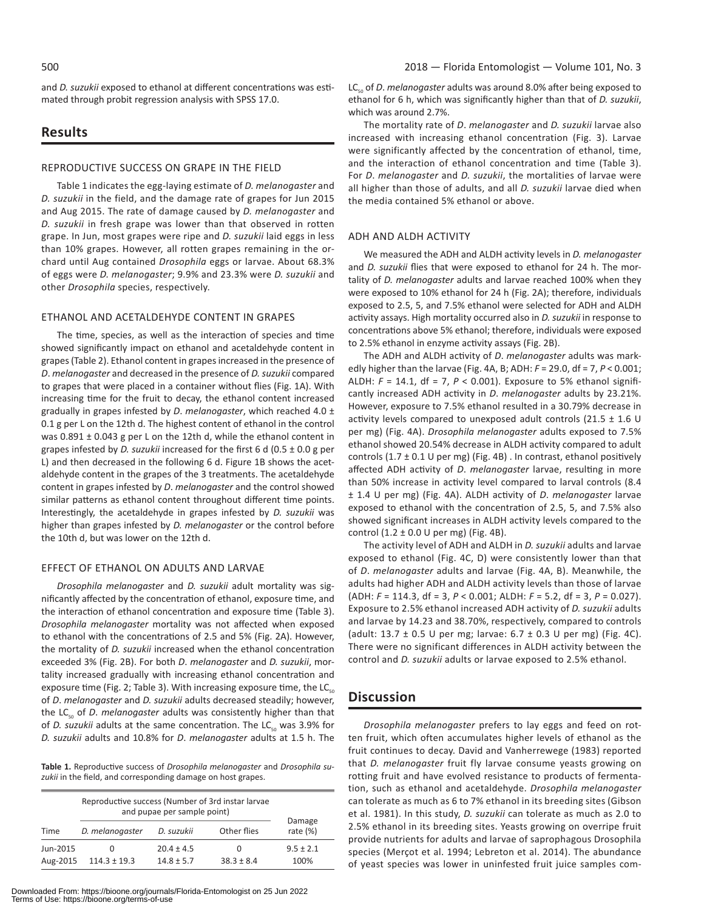and *D. suzukii* exposed to ethanol at different concentrations was estimated through probit regression analysis with SPSS 17.0.

## Results

### REPRODUCTIVE SUCCESS ON GRAPE IN THE FIELD

Table 1 indicates the egg-laying estimate of *D. melanogaster* and *D. suzukii* in the field, and the damage rate of grapes for Jun 2015 and Aug 2015. The rate of damage caused by *D. melanogaster* and *D. suzukii* in fresh grape was lower than that observed in rotten grape. In Jun, most grapes were ripe and *D. suzukii* laid eggs in less than 10% grapes. However, all rotten grapes remaining in the orchard until Aug contained *Drosophila* eggs or larvae. About 68.3% of eggs were *D. melanogaster*; 9.9% and 23.3% were *D. suzukii* and other *Drosophila* species, respectively.

### ETHANOL AND ACETALDEHYDE CONTENT IN GRAPES

The time, species, as well as the interaction of species and time showed significantly impact on ethanol and acetaldehyde content in grapes (Table 2). Ethanol content in grapes increased in the presence of *D. melanogaster* and decreased in the presence of *D. suzukii* compared to grapes that were placed in a container without flies (Fig. 1A). With increasing time for the fruit to decay, the ethanol content increased gradually in grapes infested by *D. melanogaster*, which reached 4.0 ± 0.1 g per L on the 12th d. The highest content of ethanol in the control was 0.891 ± 0.043 g per L on the 12th d, while the ethanol content in grapes infested by *D. suzukii* increased for the first 6 d (0.5 ± 0.0 g per L) and then decreased in the following 6 d. Figure 1B shows the acetaldehyde content in the grapes of the 3 treatments. The acetaldehyde content in grapes infested by *D. melanogaster* and the control showed similar patterns as ethanol content throughout different time points. Interestingly, the acetaldehyde in grapes infested by *D. suzukii* was higher than grapes infested by *D. melanogaster* or the control before the 10th d, but was lower on the 12th d.

### EFFECT OF ETHANOL ON ADULTS AND LARVAE

*Drosophila melanogaster* and *D. suzukii* adult mortality was significantly affected by the concentration of ethanol, exposure time, and the interaction of ethanol concentration and exposure time (Table 3). *Drosophila melanogaster* mortality was not affected when exposed to ethanol with the concentrations of 2.5 and 5% (Fig. 2A). However, the mortality of *D. suzukii* increased when the ethanol concentration exceeded 3% (Fig. 2B). For both *D. melanogaster* and *D. suzukii*, mortality increased gradually with increasing ethanol concentration and exposure time (Fig. 2; Table 3). With increasing exposure time, the $LC_{50}$ of *D. melanogaster* and *D. suzukii* adults decreased steadily; however, the $LC_{50}$ of *D. melanogaster* adults was consistently higher than that of *D. suzukii* adults at the same concentration. The $LC_{50}$ was 3.9% for *D. suzukii* adults and 10.8% for *D. melanogaster* adults at 1.5 h. The $LC_{50}$ of *D. melanogaster* adults was around 8.0% after being exposed to ethanol for 6 h, which was significantly higher than that of *D. suzukii*, which was around 2.7%.

The mortality rate of *D. melanogaster* and *D. suzukii* larvae also increased with increasing ethanol concentration (Fig. 3). Larvae were significantly affected by the concentration of ethanol, time, and the interaction of ethanol concentration and time (Table 3). For *D. melanogaster* and *D. suzukii*, the mortalities of larvae were all higher than those of adults, and all *D. suzukii* larvae died when the media contained 5% ethanol or above.

### ADH AND ALDH ACTIVITY

We measured the ADH and ALDH activity levels in *D. melanogaster* and *D. suzukii* flies that were exposed to ethanol for 24 h. The mortality of *D. melanogaster* adults and larvae reached 100% when they were exposed to 10% ethanol for 24 h (Fig. 2A); therefore, individuals exposed to 2.5, 5, and 7.5% ethanol were selected for ADH and ALDH activity assays. High mortality occurred also in *D. suzukii* in response to concentrations above 5% ethanol; therefore, individuals were exposed to 2.5% ethanol in enzyme activity assays (Fig. 2B).

The ADH and ALDH activity of *D. melanogaster* adults was markedly higher than the larvae (Fig. 4A, B; ADH: $F = 29.0$, df = 7, $P < 0.001$; ALDH: $F = 14.1$, df = 7, $P < 0.001$). Exposure to 5% ethanol significantly increased ADH activity in *D. melanogaster* adults by 23.21%. However, exposure to 7.5% ethanol resulted in a 30.79% decrease in activity levels compared to unexposed adult controls (21.5 ± 1.6 U per mg) (Fig. 4A). *Drosophila melanogaster* adults exposed to 7.5% ethanol showed 20.54% decrease in ALDH activity compared to adult controls (1.7 ± 0.1 U per mg) (Fig. 4B) . In contrast, ethanol positively affected ADH activity of *D. melanogaster* larvae, resulting in more than 50% increase in activity level compared to larval controls (8.4 ± 1.4 U per mg) (Fig. 4A). ALDH activity of *D. melanogaster* larvae exposed to ethanol with the concentration of 2.5, 5, and 7.5% also showed significant increases in ALDH activity levels compared to the control (1.2 ± 0.0 U per mg) (Fig. 4B).

The activity level of ADH and ALDH in *D. suzukii* adults and larvae exposed to ethanol (Fig. 4C, D) were consistently lower than that of *D. melanogaster* adults and larvae (Fig. 4A, B). Meanwhile, the adults had higher ADH and ALDH activity levels than those of larvae (ADH: $F = 114.3$, df = 3, $P < 0.001$; ALDH: $F = 5.2$, df = 3, $P = 0.027$). Exposure to 2.5% ethanol increased ADH activity of *D. suzukii* adults and larvae by 14.23 and 38.70%, respectively, compared to controls (adult: 13.7 ± 0.5 U per mg; larvae: 6.7 ± 0.3 U per mg) (Fig. 4C). There were no significant differences in ALDH activity between the control and *D. suzukii* adults or larvae exposed to 2.5% ethanol.

## Discussion

*Drosophila melanogaster* prefers to lay eggs and feed on rotten fruit, which often accumulates higher levels of ethanol as the fruit continues to decay. David and Vanherrewege (1983) reported that *D. melanogaster* fruit fly larvae consume yeasts growing on rotting fruit and have evolved resistance to products of fermentation, such as ethanol and acetaldehyde. *Drosophila melanogaster* can tolerate as much as 6 to 7% ethanol in its breeding sites (Gibson et al. 1981). In this study, *D. suzukii* can tolerate as much as 2.0 to 2.5% ethanol in its breeding sites. Yeasts growing on overripe fruit provide nutrients for adults and larvae of saprophagous Drosophila species (Merçot et al. 1994; Lebreton et al. 2014). The abundance of yeast species was lower in uninfested fruit juice samples com-

**Table 1.** Reproductive success of *Drosophila melanogaster* and *Drosophila suzukii* in the field, and corresponding damage on host grapes.

| Time | Reproductive success (Number of 3rd instar larvae and pupae per sample point) | | | Damage rate (%) |
|---|---|---|---|---|
| | *D. melanogaster* | *D. suzukii* | Other flies | |
| Jun-2015 | 0 | 20.4 ± 4.5 | 0 | 9.5 ± 2.1 |
| Aug-2015 | 114.3 ± 19.3 | 14.8 ± 5.7 | 38.3 ± 8.4 | 100% |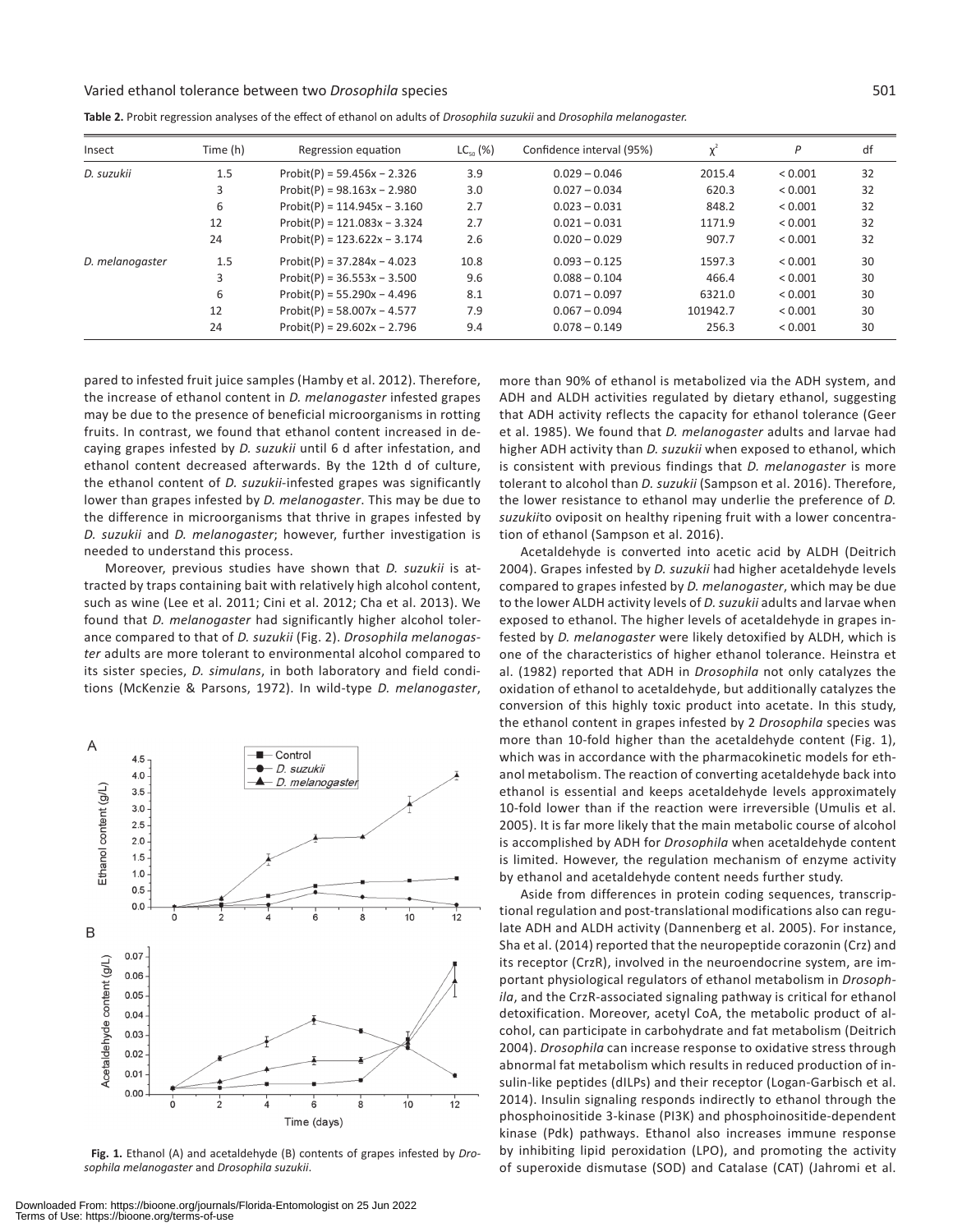**Table 2.** Probit regression analyses of the effect of ethanol on adults of *Drosophila suzukii* and *Drosophila melanogaster*.

| Insect | Time (h) | Regression equation | $LC_{50}$ (%) | Confidence interval (95%) | $\chi^2$ | *P* | df |
|---|---|---|---|---|---|---|---|
| *D. suzukii* | 1.5 | Probit(P) = 59.456x − 2.326 | 3.9 | 0.029 – 0.046 | 2015.4 | < 0.001 | 32 |
| | 3 | Probit(P) = 98.163x − 2.980 | 3.0 | 0.027 – 0.034 | 620.3 | < 0.001 | 32 |
| | 6 | Probit(P) = 114.945x − 3.160 | 2.7 | 0.023 – 0.031 | 848.2 | < 0.001 | 32 |
| | 12 | Probit(P) = 121.083x − 3.324 | 2.7 | 0.021 – 0.031 | 1171.9 | < 0.001 | 32 |
| | 24 | Probit(P) = 123.622x − 3.174 | 2.6 | 0.020 – 0.029 | 907.7 | < 0.001 | 32 |
| *D. melanogaster* | 1.5 | Probit(P) = 37.284x − 4.023 | 10.8 | 0.093 – 0.125 | 1597.3 | < 0.001 | 30 |
| | 3 | Probit(P) = 36.553x − 3.500 | 9.6 | 0.088 – 0.104 | 466.4 | < 0.001 | 30 |
| | 6 | Probit(P) = 55.290x − 4.496 | 8.1 | 0.071 – 0.097 | 6321.0 | < 0.001 | 30 |
| | 12 | Probit(P) = 58.007x − 4.577 | 7.9 | 0.067 – 0.094 | 101942.7 | < 0.001 | 30 |
| | 24 | Probit(P) = 29.602x − 2.796 | 9.4 | 0.078 – 0.149 | 256.3 | < 0.001 | 30 |

pared to infested fruit juice samples (Hamby et al. 2012). Therefore, the increase of ethanol content in *D. melanogaster* infested grapes may be due to the presence of beneficial microorganisms in rotting fruits. In contrast, we found that ethanol content increased in decaying grapes infested by *D. suzukii* until 6 d after infestation, and ethanol content decreased afterwards. By the 12th d of culture, the ethanol content of *D. suzukii*-infested grapes was significantly lower than grapes infested by *D. melanogaster*. This may be due to the difference in microorganisms that thrive in grapes infested by *D. suzukii* and *D. melanogaster*; however, further investigation is needed to understand this process.

Moreover, previous studies have shown that *D. suzukii* is attracted by traps containing bait with relatively high alcohol content, such as wine (Lee et al. 2011; Cini et al. 2012; Cha et al. 2013). We found that *D. melanogaster* had significantly higher alcohol tolerance compared to that of *D. suzukii* (Fig. 2). *Drosophila melanogaster* adults are more tolerant to environmental alcohol compared to its sister species, *D. simulans*, in both laboratory and field conditions (McKenzie & Parsons, 1972). In wild-type *D. melanogaster*, more than 90% of ethanol is metabolized via the ADH system, and ADH and ALDH activities regulated by dietary ethanol, suggesting that ADH activity reflects the capacity for ethanol tolerance (Geer et al. 1985). We found that *D. melanogaster* adults and larvae had higher ADH activity than *D. suzukii* when exposed to ethanol, which is consistent with previous findings that *D. melanogaster* is more tolerant to alcohol than *D. suzukii* (Sampson et al. 2016). Therefore, the lower resistance to ethanol may underlie the preference of *D. suzukii*to oviposit on healthy ripening fruit with a lower concentration of ethanol (Sampson et al. 2016).

**Fig. 1.** Ethanol (A) and acetaldehyde (B) contents of grapes infested by *Drosophila melanogaster* and *Drosophila suzukii*.

Acetaldehyde is converted into acetic acid by ALDH (Deitrich 2004). Grapes infested by *D. suzukii* had higher acetaldehyde levels compared to grapes infested by *D. melanogaster*, which may be due to the lower ALDH activity levels of *D. suzukii* adults and larvae when exposed to ethanol. The higher levels of acetaldehyde in grapes infested by *D. melanogaster* were likely detoxified by ALDH, which is one of the characteristics of higher ethanol tolerance. Heinstra et al. (1982) reported that ADH in *Drosophila* not only catalyzes the oxidation of ethanol to acetaldehyde, but additionally catalyzes the conversion of this highly toxic product into acetate. In this study, the ethanol content in grapes infested by 2 *Drosophila* species was more than 10-fold higher than the acetaldehyde content (Fig. 1), which was in accordance with the pharmacokinetic models for ethanol metabolism. The reaction of converting acetaldehyde back into ethanol is essential and keeps acetaldehyde levels approximately 10-fold lower than if the reaction were irreversible (Umulis et al. 2005). It is far more likely that the main metabolic course of alcohol is accomplished by ADH for *Drosophila* when acetaldehyde content is limited. However, the regulation mechanism of enzyme activity by ethanol and acetaldehyde content needs further study.

Aside from differences in protein coding sequences, transcriptional regulation and post-translational modifications also can regulate ADH and ALDH activity (Dannenberg et al. 2005). For instance, Sha et al. (2014) reported that the neuropeptide corazonin (Crz) and its receptor (CrzR), involved in the neuroendocrine system, are important physiological regulators of ethanol metabolism in *Drosophila*, and the CrzR-associated signaling pathway is critical for ethanol detoxification. Moreover, acetyl CoA, the metabolic product of alcohol, can participate in carbohydrate and fat metabolism (Deitrich 2004). *Drosophila* can increase response to oxidative stress through abnormal fat metabolism which results in reduced production of insulin-like peptides (dILPs) and their receptor (Logan-Garbisch et al. 2014). Insulin signaling responds indirectly to ethanol through the phosphoinositide 3-kinase (PI3K) and phosphoinositide-dependent kinase (Pdk) pathways. Ethanol also increases immune response by inhibiting lipid peroxidation (LPO), and promoting the activity of superoxide dismutase (SOD) and Catalase (CAT) (Jahromi et al.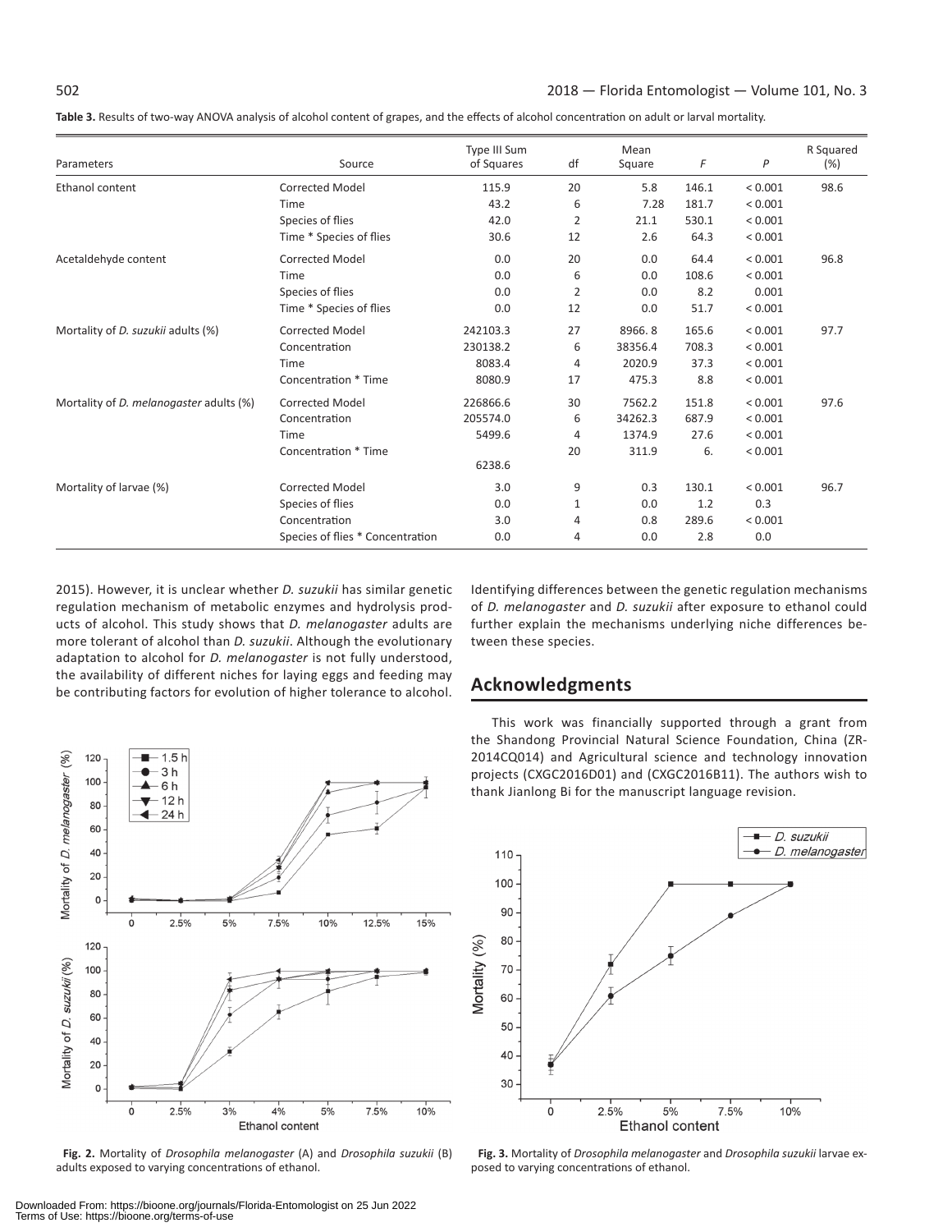**Table 3.** Results of two-way ANOVA analysis of alcohol content of grapes, and the effects of alcohol concentration on adult or larval mortality.

| Parameters | Source | Type III Sum of Squares | df | Mean Square | *F* | *P* | R Squared (%) |
|---|---|---|---|---|---|---|---|
| Ethanol content | Corrected Model | 115.9 | 20 | 5.8 | 146.1 | < 0.001 | 98.6 |
| | Time | 43.2 | 6 | 7.28 | 181.7 | < 0.001 | |
| | Species of flies | 42.0 | 2 | 21.1 | 530.1 | < 0.001 | |
| | Time * Species of flies | 30.6 | 12 | 2.6 | 64.3 | < 0.001 | |
| Acetaldehyde content | Corrected Model | 0.0 | 20 | 0.0 | 64.4 | < 0.001 | 96.8 |
| | Time | 0.0 | 6 | 0.0 | 108.6 | < 0.001 | |
| | Species of flies | 0.0 | 2 | 0.0 | 8.2 | 0.001 | |
| | Time * Species of flies | 0.0 | 12 | 0.0 | 51.7 | < 0.001 | |
| Mortality of *D. suzukii* adults (%) | Corrected Model | 242103.3 | 27 | 8966. 8 | 165.6 | < 0.001 | 97.7 |
| | Concentration | 230138.2 | 6 | 38356.4 | 708.3 | < 0.001 | |
| | Time | 8083.4 | 4 | 2020.9 | 37.3 | < 0.001 | |
| | Concentration * Time | 8080.9 | 17 | 475.3 | 8.8 | < 0.001 | |
| Mortality of *D. melanogaster* adults (%) | Corrected Model | 226866.6 | 30 | 7562.2 | 151.8 | < 0.001 | 97.6 |
| | Concentration | 205574.0 | 6 | 34262.3 | 687.9 | < 0.001 | |
| | Time | 5499.6 | 4 | 1374.9 | 27.6 | < 0.001 | |
| | Concentration * Time | 6238.6 | 20 | 311.9 | 6. | < 0.001 | |
| Mortality of larvae (%) | Corrected Model | 3.0 | 9 | 0.3 | 130.1 | < 0.001 | 96.7 |
| | Species of flies | 0.0 | 1 | 0.0 | 1.2 | 0.3 | |
| | Concentration | 3.0 | 4 | 0.8 | 289.6 | < 0.001 | |
| | Species of flies * Concentration | 0.0 | 4 | 0.0 | 2.8 | 0.0 | |

2015). However, it is unclear whether *D. suzukii* has similar genetic regulation mechanism of metabolic enzymes and hydrolysis products of alcohol. This study shows that *D. melanogaster* adults are more tolerant of alcohol than *D. suzukii*. Although the evolutionary adaptation to alcohol for *D. melanogaster* is not fully understood, the availability of different niches for laying eggs and feeding may be contributing factors for evolution of higher tolerance to alcohol. Identifying differences between the genetic regulation mechanisms of *D. melanogaster* and *D. suzukii* after exposure to ethanol could further explain the mechanisms underlying niche differences between these species.

## Acknowledgments

This work was financially supported through a grant from the Shandong Provincial Natural Science Foundation, China (ZR-2014CQ014) and Agricultural science and technology innovation projects (CXGC2016D01) and (CXGC2016B11). The authors wish to thank Jianlong Bi for the manuscript language revision.

**Fig. 2.** Mortality of *Drosophila melanogaster* (A) and *Drosophila suzukii* (B) adults exposed to varying concentrations of ethanol.

**Fig. 3.** Mortality of *Drosophila melanogaster* and *Drosophila suzukii* larvae exposed to varying concentrations of ethanol.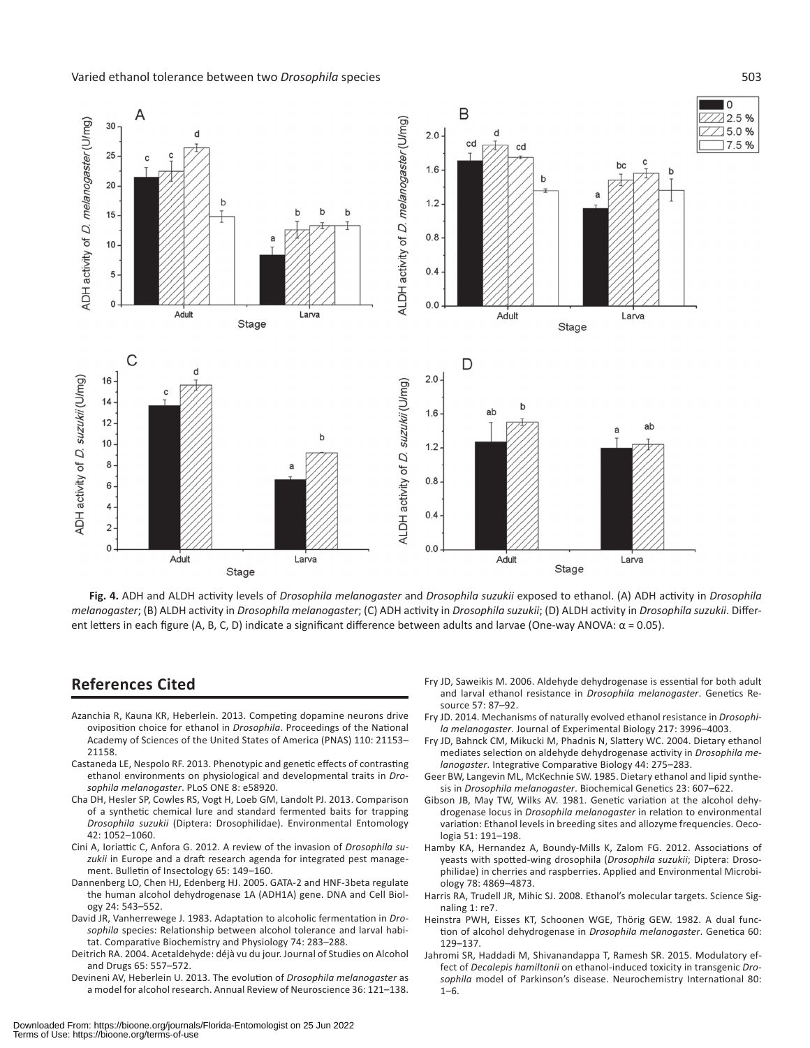**Fig. 4.** ADH and ALDH activity levels of *Drosophila melanogaster* and *Drosophila suzukii* exposed to ethanol. (A) ADH activity in *Drosophila melanogaster*; (B) ALDH activity in *Drosophila melanogaster*; (C) ADH activity in *Drosophila suzukii*; (D) ALDH activity in *Drosophila suzukii*. Different letters in each figure (A, B, C, D) indicate a significant difference between adults and larvae (One-way ANOVA: α = 0.05).

## References Cited

Azanchia R, Kauna KR, Heberlein. 2013. Competing dopamine neurons drive oviposition choice for ethanol in *Drosophila*. Proceedings of the National Academy of Sciences of the United States of America (PNAS) 110: 21153–21158.

Castaneda LE, Nespolo RF. 2013. Phenotypic and genetic effects of contrasting ethanol environments on physiological and developmental traits in *Drosophila melanogaster*. PLoS ONE 8: e58920.

Cha DH, Hesler SP, Cowles RS, Vogt H, Loeb GM, Landolt PJ. 2013. Comparison of a synthetic chemical lure and standard fermented baits for trapping *Drosophila suzukii* (Diptera: Drosophilidae). Environmental Entomology 42: 1052–1060.

Cini A, Ioriattic C, Anfora G. 2012. A review of the invasion of *Drosophila suzukii* in Europe and a draft research agenda for integrated pest management. Bulletin of Insectology 65: 149–160.

Dannenberg LO, Chen HJ, Edenberg HJ. 2005. GATA-2 and HNF-3beta regulate the human alcohol dehydrogenase 1A (ADH1A) gene. DNA and Cell Biology 24: 543–552.

David JR, Vanherrewege J. 1983. Adaptation to alcoholic fermentation in *Drosophila* species: Relationship between alcohol tolerance and larval habitat. Comparative Biochemistry and Physiology 74: 283–288.

Deitrich RA. 2004. Acetaldehyde: déjà vu du jour. Journal of Studies on Alcohol and Drugs 65: 557–572.

Devineni AV, Heberlein U. 2013. The evolution of *Drosophila melanogaster* as a model for alcohol research. Annual Review of Neuroscience 36: 121–138.

Fry JD, Saweikis M. 2006. Aldehyde dehydrogenase is essential for both adult and larval ethanol resistance in *Drosophila melanogaster*. Genetics Research 57: 87–92.

Fry JD. 2014. Mechanisms of naturally evolved ethanol resistance in *Drosophila melanogaster*. Journal of Experimental Biology 217: 3996–4003.

Fry JD, Bahnck CM, Mikucki M, Phadnis N, Slattery WC. 2004. Dietary ethanol mediates selection on aldehyde dehydrogenase activity in *Drosophila melanogaster*. Integrative Comparative Biology 44: 275–283.

Geer BW, Langevin ML, McKechnie SW. 1985. Dietary ethanol and lipid synthesis in *Drosophila melanogaster*. Biochemical Genetics 23: 607–622.

Gibson JB, May TW, Wilks AV. 1981. Genetic variation at the alcohol dehydrogenase locus in *Drosophila melanogaster* in relation to environmental variation: Ethanol levels in breeding sites and allozyme frequencies. Oecologia 51: 191–198.

Hamby KA, Hernandez A, Boundy-Mills K, Zalom FG. 2012. Associations of yeasts with spotted-wing drosophila (*Drosophila suzukii*; Diptera: Drosophilidae) in cherries and raspberries. Applied and Environmental Microbiology 78: 4869–4873.

Harris RA, Trudell JR, Mihic SJ. 2008. Ethanol's molecular targets. Science Signaling 1: re7.

Heinstra PWH, Eisses KT, Schoonen WGE, Thörig GEW. 1982. A dual function of alcohol dehydrogenase in *Drosophila melanogaster*. Genetica 60: 129–137.

Jahromi SR, Haddadi M, Shivanandappa T, Ramesh SR. 2015. Modulatory effect of *Decalepis hamiltonii* on ethanol-induced toxicity in transgenic *Drosophila* model of Parkinson's disease. Neurochemistry International 80: 1–6.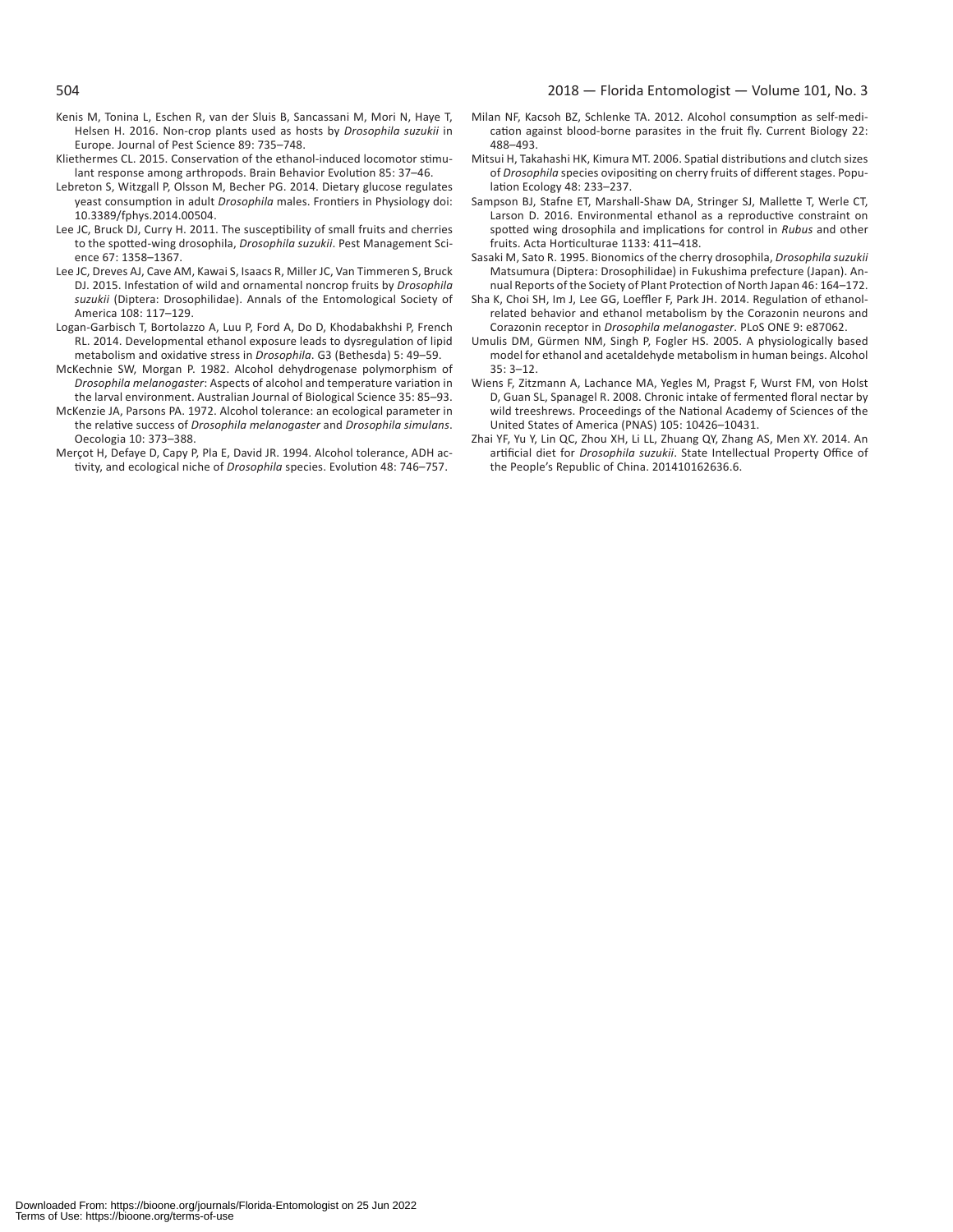Kenis M, Tonina L, Eschen R, van der Sluis B, Sancassani M, Mori N, Haye T, Helsen H. 2016. Non-crop plants used as hosts by *Drosophila suzukii* in Europe. Journal of Pest Science 89: 735–748.

Kliethermes CL. 2015. Conservation of the ethanol-induced locomotor stimulant response among arthropods. Brain Behavior Evolution 85: 37–46.

Lebreton S, Witzgall P, Olsson M, Becher PG. 2014. Dietary glucose regulates yeast consumption in adult *Drosophila* males. Frontiers in Physiology doi: 10.3389/fphys.2014.00504.

Lee JC, Bruck DJ, Curry H. 2011. The susceptibility of small fruits and cherries to the spotted-wing drosophila, *Drosophila suzukii*. Pest Management Science 67: 1358–1367.

Lee JC, Dreves AJ, Cave AM, Kawai S, Isaacs R, Miller JC, Van Timmeren S, Bruck DJ. 2015. Infestation of wild and ornamental noncrop fruits by *Drosophila suzukii* (Diptera: Drosophilidae). Annals of the Entomological Society of America 108: 117–129.

Logan-Garbisch T, Bortolazzo A, Luu P, Ford A, Do D, Khodabakhshi P, French RL. 2014. Developmental ethanol exposure leads to dysregulation of lipid metabolism and oxidative stress in *Drosophila*. G3 (Bethesda) 5: 49–59.

McKechnie SW, Morgan P. 1982. Alcohol dehydrogenase polymorphism of *Drosophila melanogaster*: Aspects of alcohol and temperature variation in the larval environment. Australian Journal of Biological Science 35: 85–93.

McKenzie JA, Parsons PA. 1972. Alcohol tolerance: an ecological parameter in the relative success of *Drosophila melanogaster* and *Drosophila simulans*. Oecologia 10: 373–388.

Merçot H, Defaye D, Capy P, Pla E, David JR. 1994. Alcohol tolerance, ADH activity, and ecological niche of *Drosophila* species. Evolution 48: 746–757.

Milan NF, Kacsoh BZ, Schlenke TA. 2012. Alcohol consumption as self-medication against blood-borne parasites in the fruit fly. Current Biology 22: 488–493.

Mitsui H, Takahashi HK, Kimura MT. 2006. Spatial distributions and clutch sizes of *Drosophila* species ovipositing on cherry fruits of different stages. Population Ecology 48: 233–237.

Sampson BJ, Stafne ET, Marshall-Shaw DA, Stringer SJ, Mallette T, Werle CT, Larson D. 2016. Environmental ethanol as a reproductive constraint on spotted wing drosophila and implications for control in *Rubus* and other fruits. Acta Horticulturae 1133: 411–418.

Sasaki M, Sato R. 1995. Bionomics of the cherry drosophila, *Drosophila suzukii* Matsumura (Diptera: Drosophilidae) in Fukushima prefecture (Japan). Annual Reports of the Society of Plant Protection of North Japan 46: 164–172.

Sha K, Choi SH, Im J, Lee GG, Loeffler F, Park JH. 2014. Regulation of ethanol-related behavior and ethanol metabolism by the Corazonin neurons and Corazonin receptor in *Drosophila melanogaster*. PLoS ONE 9: e87062.

Umulis DM, Gürmen NM, Singh P, Fogler HS. 2005. A physiologically based model for ethanol and acetaldehyde metabolism in human beings. Alcohol 35: 3–12.

Wiens F, Zitzmann A, Lachance MA, Yegles M, Pragst F, Wurst FM, von Holst D, Guan SL, Spanagel R. 2008. Chronic intake of fermented floral nectar by wild treeshrews. Proceedings of the National Academy of Sciences of the United States of America (PNAS) 105: 10426–10431.

Zhai YF, Yu Y, Lin QC, Zhou XH, Li LL, Zhuang QY, Zhang AS, Men XY. 2014. An artificial diet for *Drosophila suzukii*. State Intellectual Property Office of the People's Republic of China. 201410162636.6.